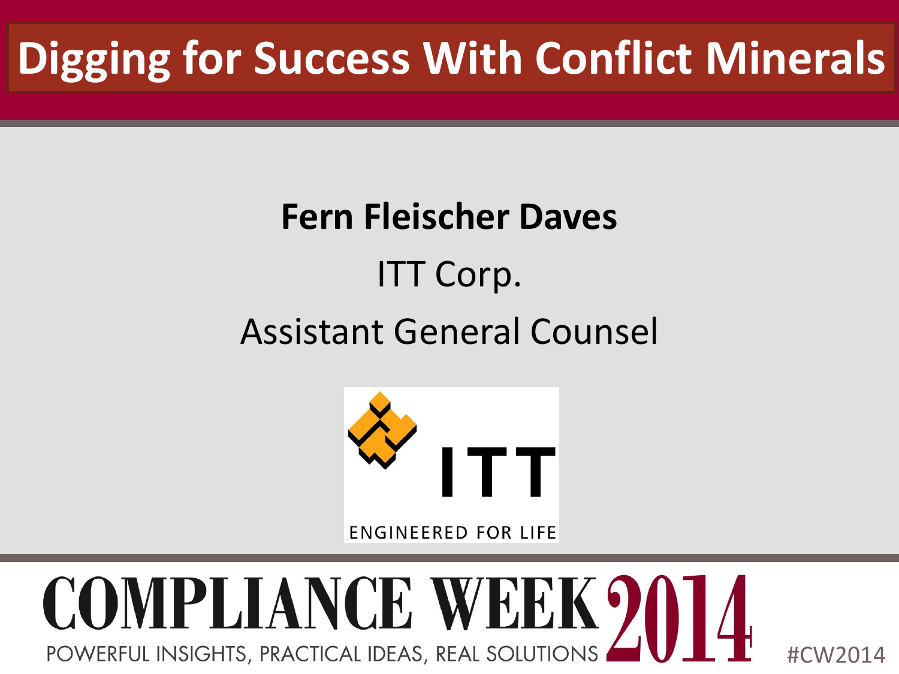# Digging for Success With Conflict Minerals

**Fern Fleischer Daves**

ITT Corp.

Assistant General Counsel

ITT

ENGINEERED FOR LIFE

COMPLIANCE WEEK 2014

POWERFUL INSIGHTS, PRACTICAL IDEAS, REAL SOLUTIONS

#CW2014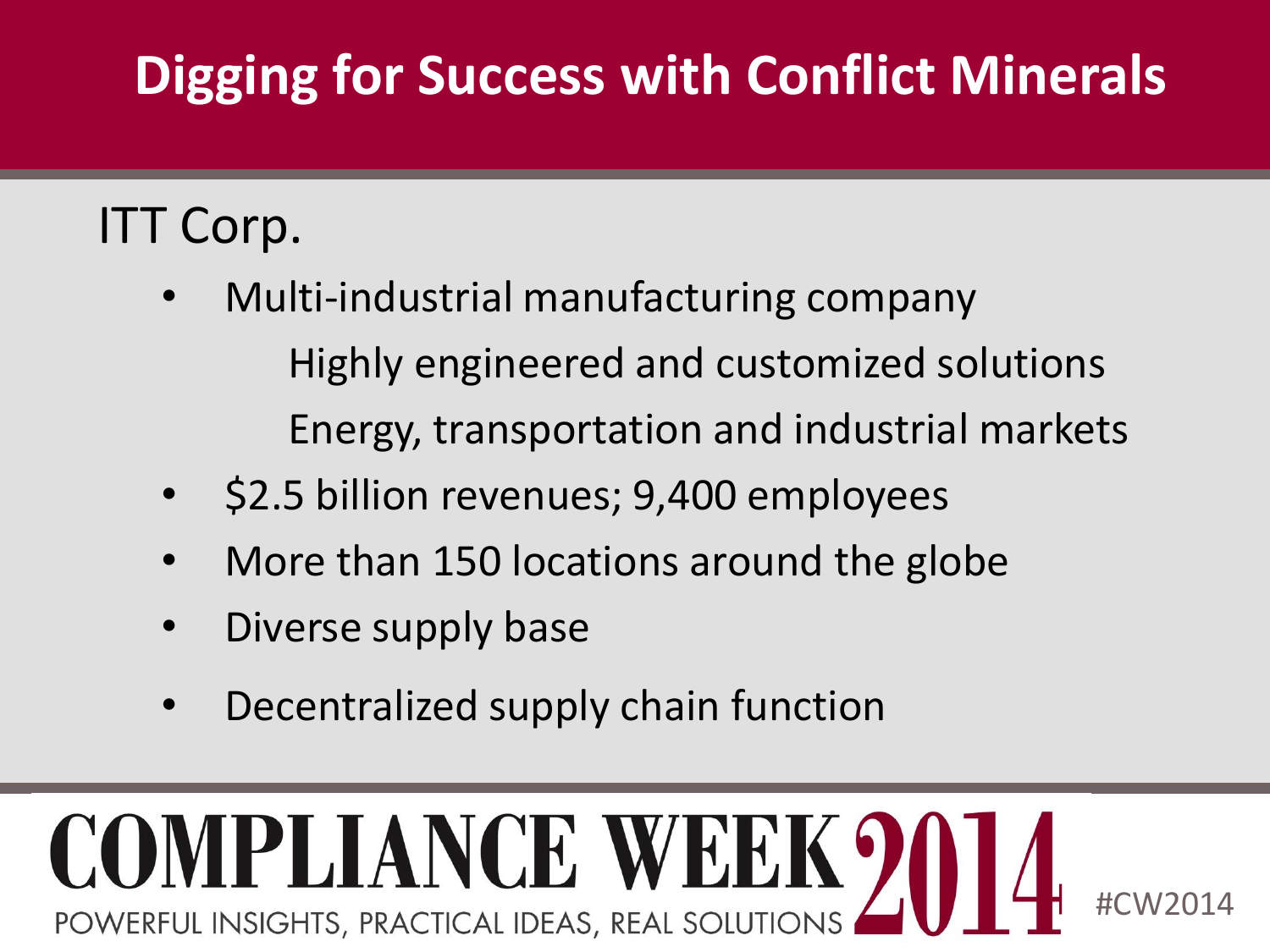# Digging for Success with Conflict Minerals

## ITT Corp.

- Multi-industrial manufacturing company
  - Highly engineered and customized solutions
  - Energy, transportation and industrial markets
- $2.5 billion revenues; 9,400 employees
- More than 150 locations around the globe
- Diverse supply base
- Decentralized supply chain function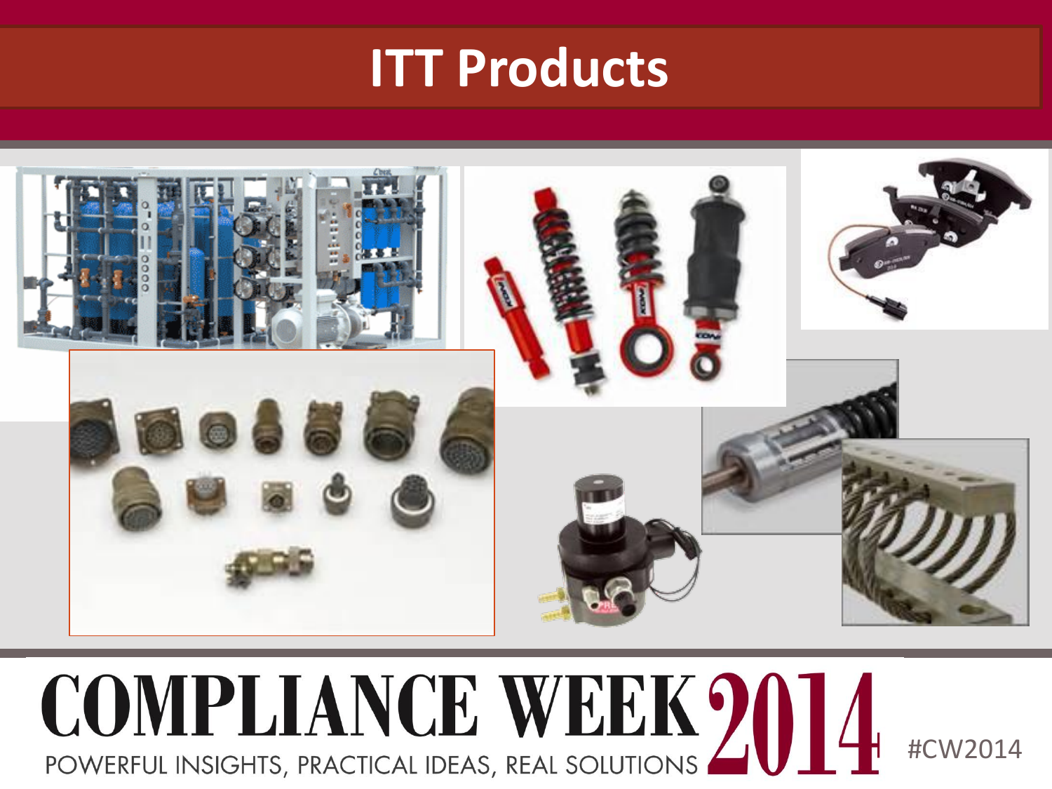# ITT Products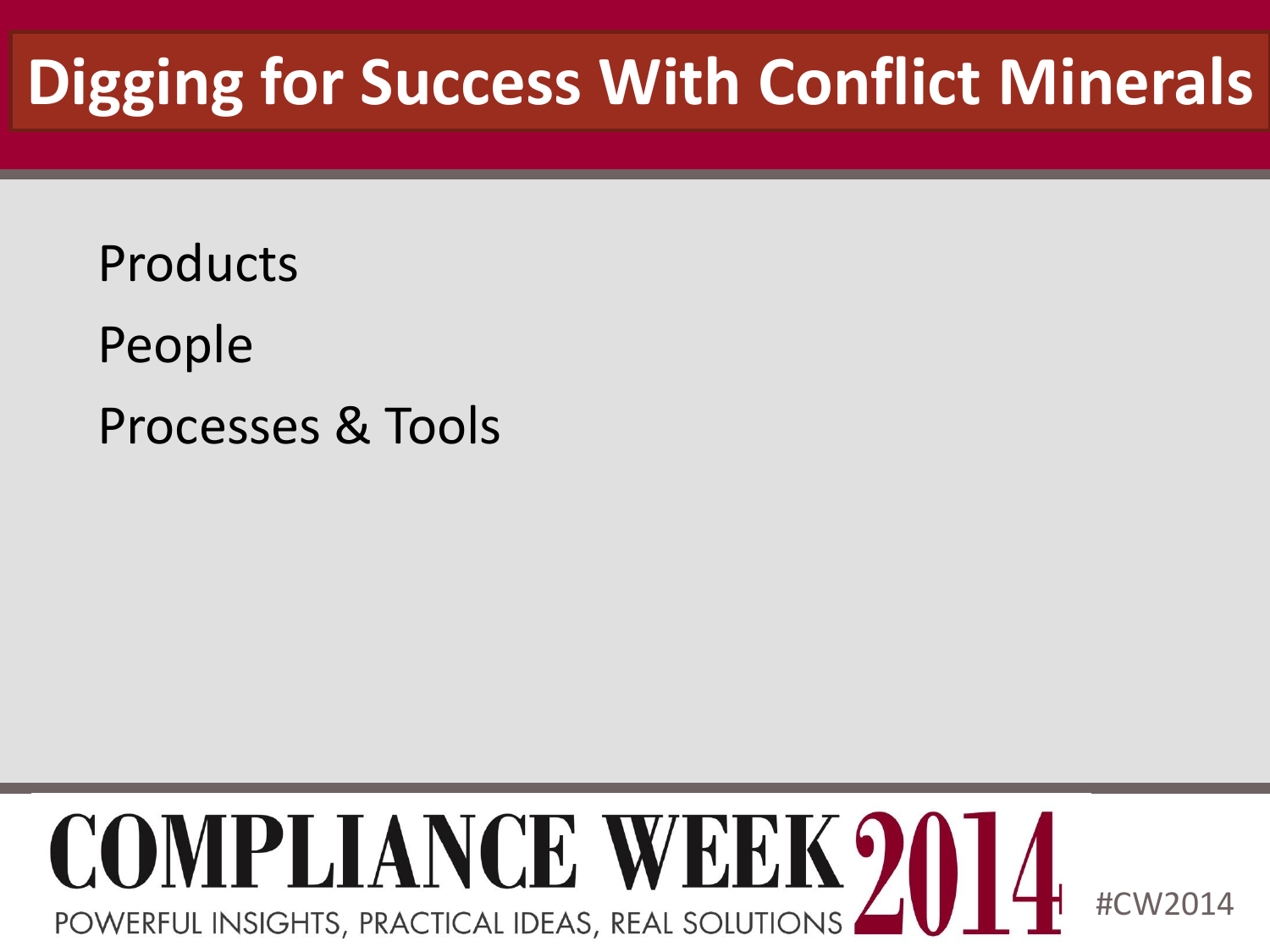# Digging for Success With Conflict Minerals

Products

People

Processes & Tools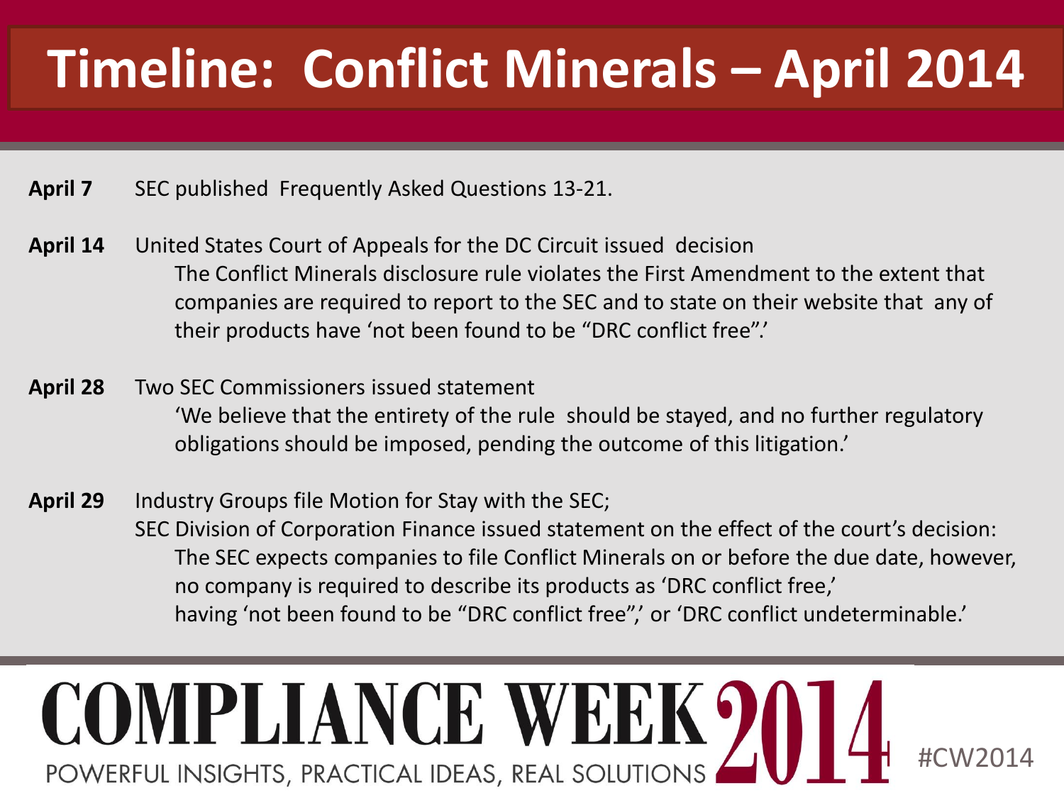# Timeline: Conflict Minerals – April 2014

**April 7** SEC published Frequently Asked Questions 13-21.

**April 14** United States Court of Appeals for the DC Circuit issued decision

> The Conflict Minerals disclosure rule violates the First Amendment to the extent that companies are required to report to the SEC and to state on their website that any of their products have 'not been found to be "DRC conflict free".'

**April 28** Two SEC Commissioners issued statement

> 'We believe that the entirety of the rule should be stayed, and no further regulatory obligations should be imposed, pending the outcome of this litigation.'

**April 29** Industry Groups file Motion for Stay with the SEC;

SEC Division of Corporation Finance issued statement on the effect of the court's decision:

> The SEC expects companies to file Conflict Minerals on or before the due date, however, no company is required to describe its products as 'DRC conflict free,' having 'not been found to be "DRC conflict free",' or 'DRC conflict undeterminable.'

COMPLIANCE WEEK 2014

POWERFUL INSIGHTS, PRACTICAL IDEAS, REAL SOLUTIONS

#CW2014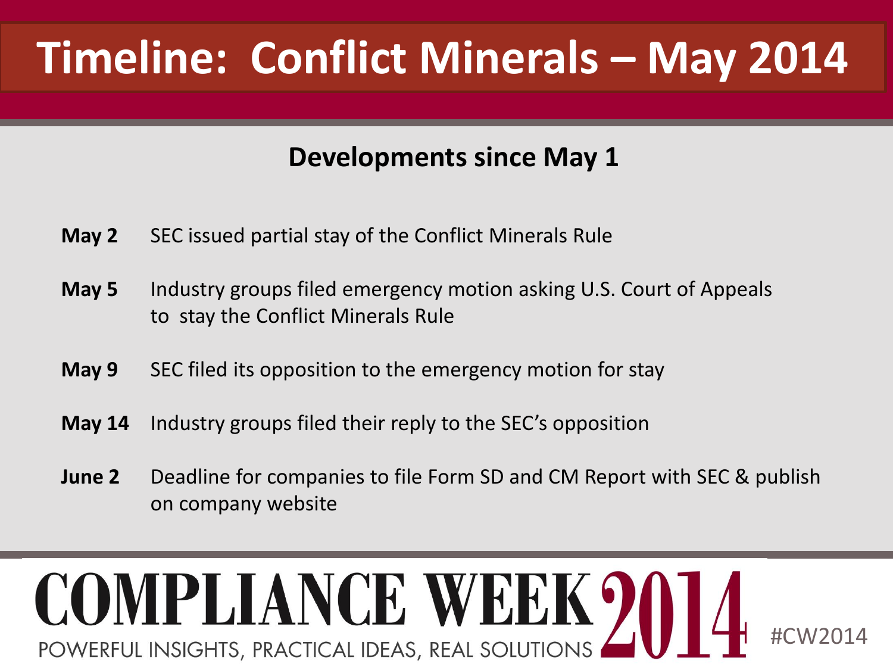# Timeline: Conflict Minerals – May 2014

## Developments since May 1

**May 2** SEC issued partial stay of the Conflict Minerals Rule

**May 5** Industry groups filed emergency motion asking U.S. Court of Appeals to stay the Conflict Minerals Rule

**May 9** SEC filed its opposition to the emergency motion for stay

**May 14** Industry groups filed their reply to the SEC's opposition

**June 2** Deadline for companies to file Form SD and CM Report with SEC & publish on company website

COMPLIANCE WEEK 2014

POWERFUL INSIGHTS, PRACTICAL IDEAS, REAL SOLUTIONS

#CW2014